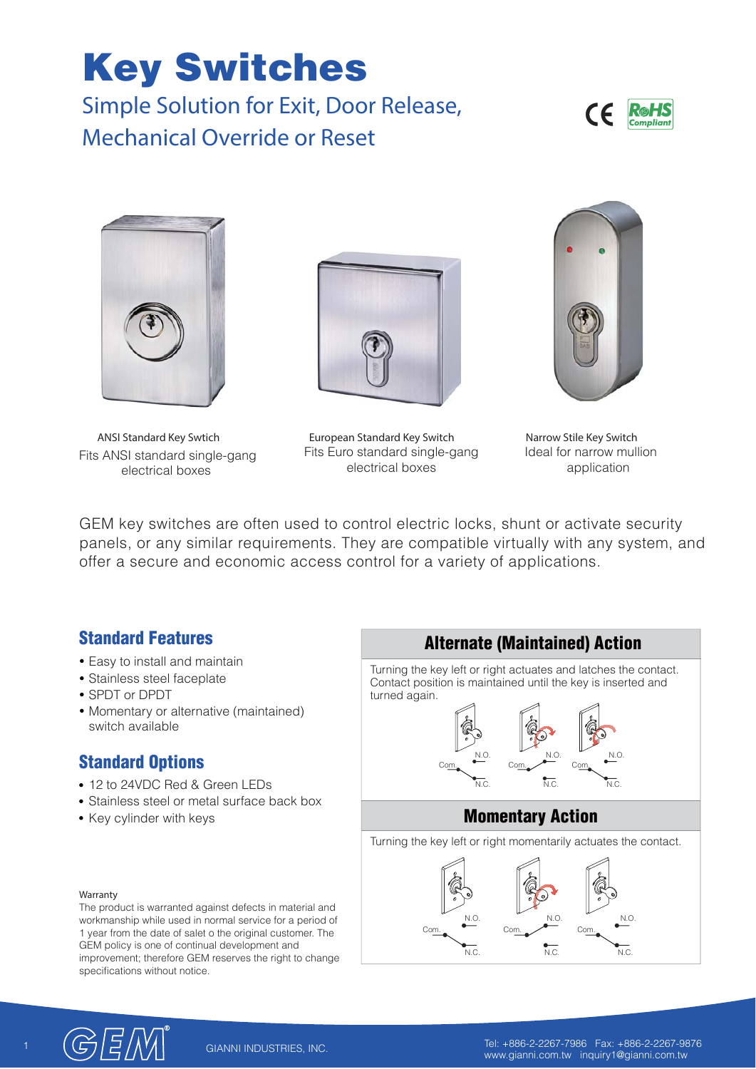# Key Switches

## Simple Solution for Exit, Door Release, Mechanical Override or Reset

ANSI Standard Key Swtich
Fits ANSI standard single-gang electrical boxes

European Standard Key Switch
Fits Euro standard single-gang electrical boxes

Narrow Stile Key Switch
Ideal for narrow mullion application

GEM key switches are often used to control electric locks, shunt or activate security panels, or any similar requirements. They are compatible virtually with any system, and offer a secure and economic access control for a variety of applications.

## Standard Features

- Easy to install and maintain
- Stainless steel faceplate
- SPDT or DPDT
- Momentary or alternative (maintained) switch available

## Standard Options

- 12 to 24VDC Red & Green LEDs
- Stainless steel or metal surface back box
- Key cylinder with keys

Warranty

The product is warranted against defects in material and workmanship while used in normal service for a period of 1 year from the date of salet o the original customer. The GEM policy is one of continual development and improvement; therefore GEM reserves the right to change specifications without notice.

## Alternate (Maintained) Action

Turning the key left or right actuates and latches the contact. Contact position is maintained until the key is inserted and turned again.

## Momentary Action

Turning the key left or right momentarily actuates the contact.

GIANNI INDUSTRIES, INC.

Tel: +886-2-2267-7986 Fax: +886-2-2267-9876
www.gianni.com.tw inquiry1@gianni.com.tw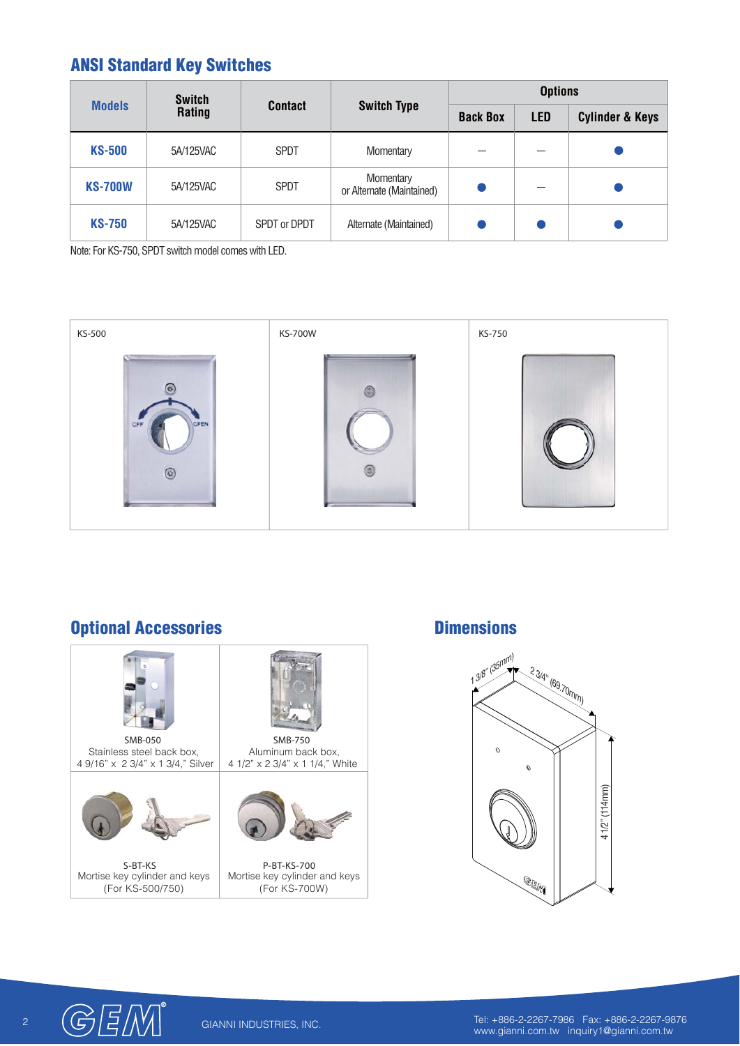## ANSI Standard Key Switches

| Models | Switch Rating | Contact | Switch Type | Options | | |
|---|---|---|---|---|---|---|
| | | | | Back Box | LED | Cylinder & Keys |
| **KS-500** | 5A/125VAC | SPDT | Momentary | — | — | ● |
| **KS-700W** | 5A/125VAC | SPDT | Momentary or Alternate (Maintained) | ● | — | ● |
| **KS-750** | 5A/125VAC | SPDT or DPDT | Alternate (Maintained) | ● | ● | ● |

Note: For KS-750, SPDT switch model comes with LED.

KS-500

KS-700W

KS-750

## Optional Accessories

| SMB-050<br>Stainless steel back box,<br>4 9/16" x 2 3/4" x 1 3/4," Silver | SMB-750<br>Aluminum back box,<br>4 1/2" x 2 3/4" x 1 1/4," White |
|---|---|
| S-BT-KS<br>Mortise key cylinder and keys<br>(For KS-500/750) | P-BT-KS-700<br>Mortise key cylinder and keys<br>(For KS-700W) |

## Dimensions

1 3/8" (35mm)

2 3/4" (69.70mm)

4 1/2" (114mm)

GIANNI INDUSTRIES, INC.

Tel: +886-2-2267-7986 Fax: +886-2-2267-9876
www.gianni.com.tw inquiry1@gianni.com.tw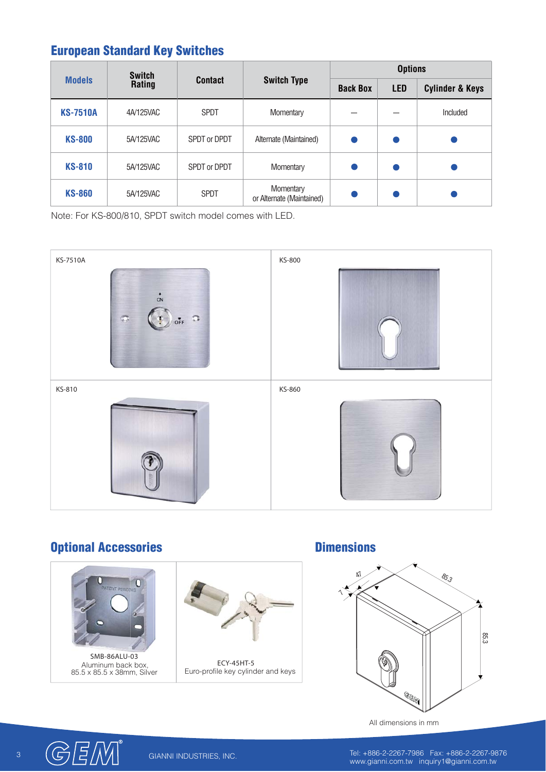## European Standard Key Switches

| Models | Switch Rating | Contact | Switch Type | Options | | |
|---|---|---|---|---|---|---|
| | | | | Back Box | LED | Cylinder & Keys |
| **KS-7510A** | 4A/125VAC | SPDT | Momentary | – | – | Included |
| **KS-800** | 5A/125VAC | SPDT or DPDT | Alternate (Maintained) | ● | ● | ● |
| **KS-810** | 5A/125VAC | SPDT or DPDT | Momentary | ● | ● | ● |
| **KS-860** | 5A/125VAC | SPDT | Momentary or Alternate (Maintained) | ● | ● | ● |

Note: For KS-800/810, SPDT switch model comes with LED.

KS-7510A

KS-800

KS-810

KS-860

## Optional Accessories

SMB-86ALU-03
Aluminum back box,
85.5 x 85.5 x 38mm, Silver

ECY-45HT-5
Euro-profile key cylinder and keys

## Dimensions

All dimensions in mm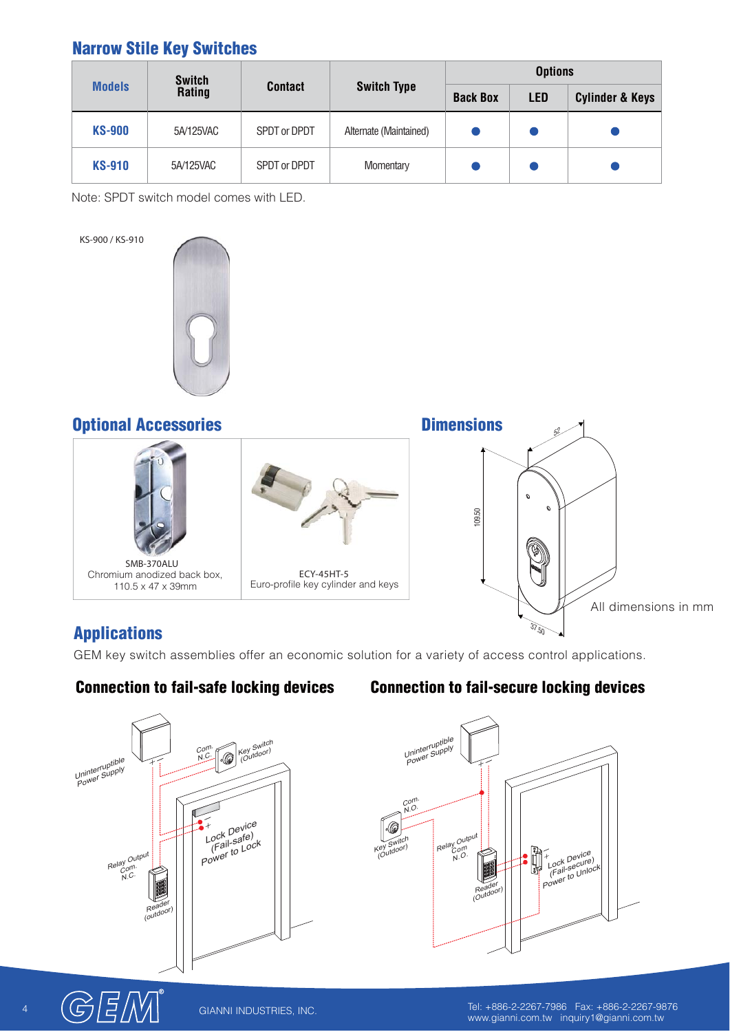## Narrow Stile Key Switches

| Models | Switch Rating | Contact | Switch Type | Options | | |
|---|---|---|---|---|---|---|
| | | | | Back Box | LED | Cylinder & Keys |
| **KS-900** | 5A/125VAC | SPDT or DPDT | Alternate (Maintained) | ● | ● | ● |
| **KS-910** | 5A/125VAC | SPDT or DPDT | Momentary | ● | ● | ● |

Note: SPDT switch model comes with LED.

KS-900 / KS-910

## Optional Accessories

SMB-370ALU
Chromium anodized back box,
110.5 x 47 x 39mm

ECY-45HT-5
Euro-profile key cylinder and keys

## Dimensions

52

109.50

37.50

All dimensions in mm

## Applications

GEM key switch assemblies offer an economic solution for a variety of access control applications.

### Connection to fail-safe locking devices

Uninterruptible Power Supply

Com.
N.C.

Key Switch (Outdoor)

Lock Device (Fail-safe) Power to Lock

Relay Output
Com.
N.C.

Reader (outdoor)

### Connection to fail-secure locking devices

Uninterruptible Power Supply

Com.
N.O.

Key Switch (Outdoor)

Relay Output
Com
N.O.

Reader (Outdoor)

Lock Device (Fail-secure) Power to Unlock

GEM®

GIANNI INDUSTRIES, INC.

Tel: +886-2-2267-7986 Fax: +886-2-2267-9876
www.gianni.com.tw inquiry1@gianni.com.tw